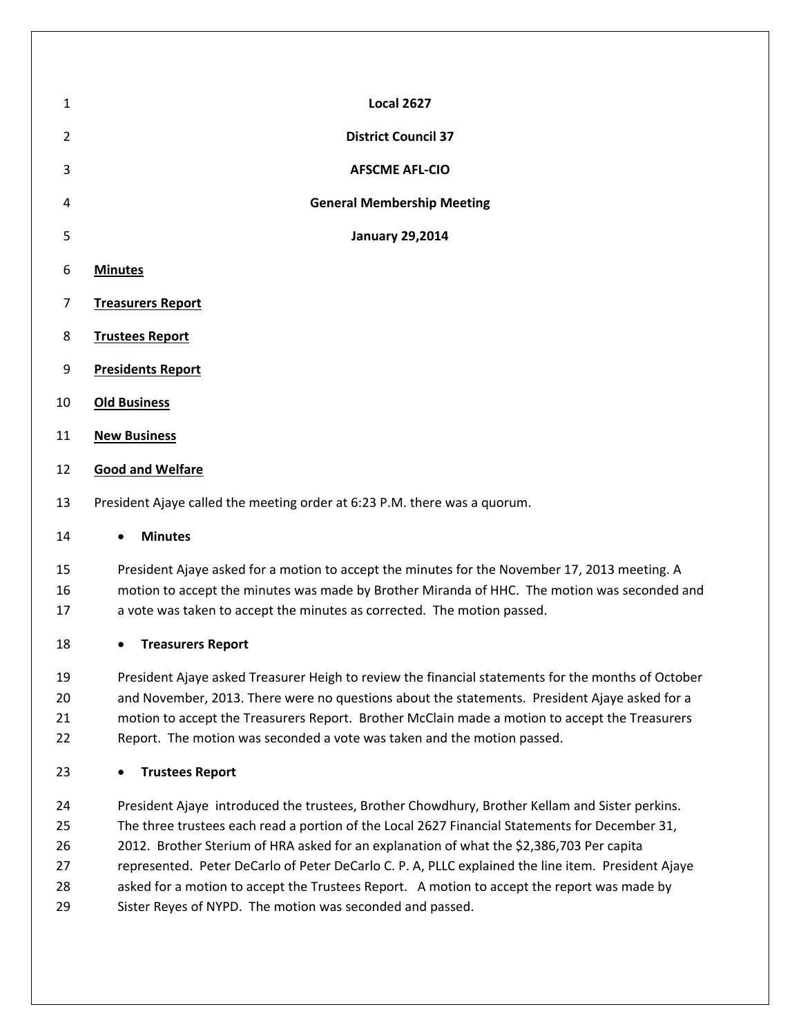**Local 2627**

**District Council 37**

**AFSCME AFL-CIO**

**General Membership Meeting**

**January 29,2014**

**Minutes**

**Treasurers Report**

**Trustees Report**

**Presidents Report**

**Old Business**

**New Business**

**Good and Welfare**

President Ajaye called the meeting order at 6:23 P.M. there was a quorum.

- **Minutes**

President Ajaye asked for a motion to accept the minutes for the November 17, 2013 meeting. A motion to accept the minutes was made by Brother Miranda of HHC. The motion was seconded and a vote was taken to accept the minutes as corrected. The motion passed.

- **Treasurers Report**

President Ajaye asked Treasurer Heigh to review the financial statements for the months of October and November, 2013. There were no questions about the statements. President Ajaye asked for a motion to accept the Treasurers Report. Brother McClain made a motion to accept the Treasurers Report. The motion was seconded a vote was taken and the motion passed.

- **Trustees Report**

President Ajaye introduced the trustees, Brother Chowdhury, Brother Kellam and Sister perkins. The three trustees each read a portion of the Local 2627 Financial Statements for December 31, 2012. Brother Sterium of HRA asked for an explanation of what the $2,386,703 Per capita represented. Peter DeCarlo of Peter DeCarlo C. P. A, PLLC explained the line item. President Ajaye asked for a motion to accept the Trustees Report. A motion to accept the report was made by Sister Reyes of NYPD. The motion was seconded and passed.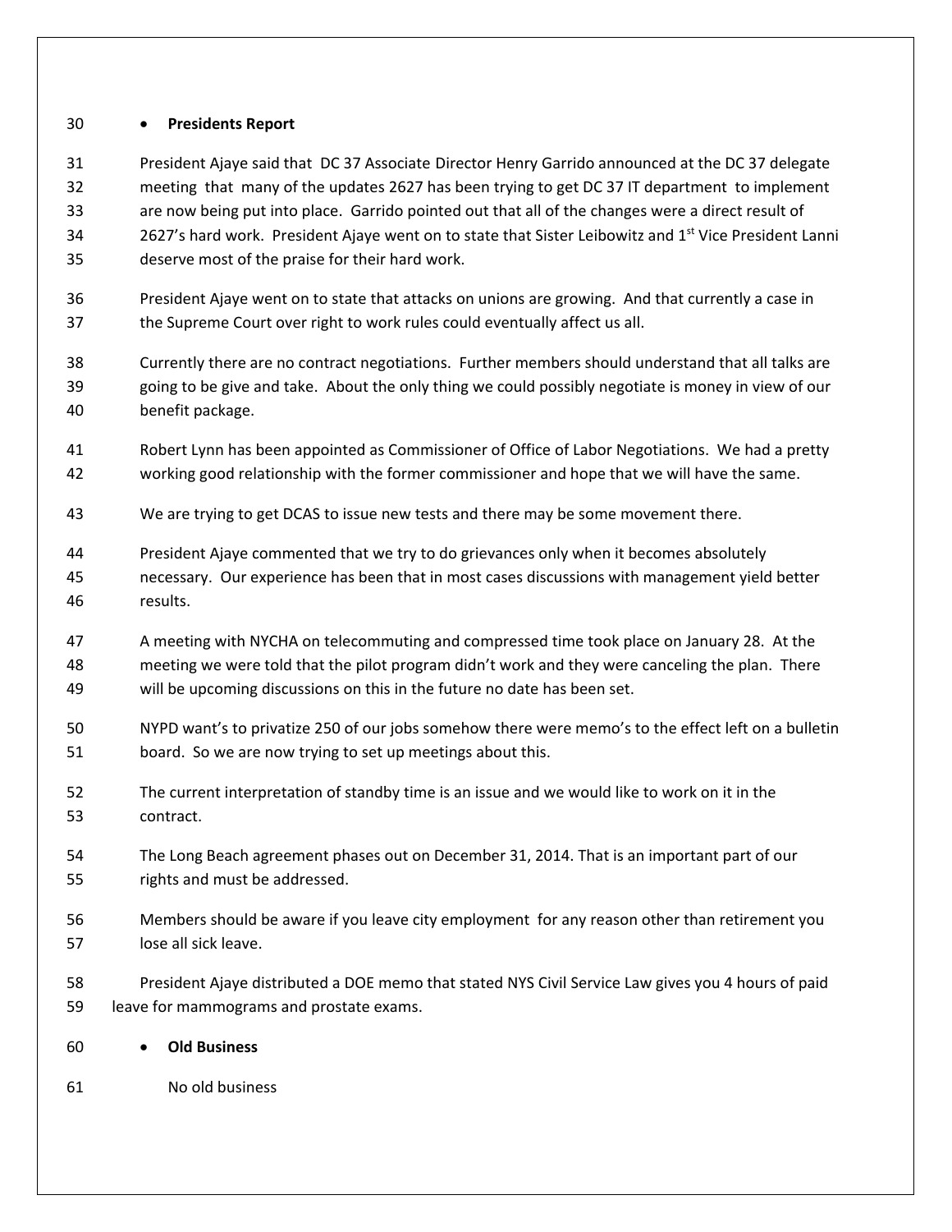- **Presidents Report**

President Ajaye said that DC 37 Associate Director Henry Garrido announced at the DC 37 delegate meeting that many of the updates 2627 has been trying to get DC 37 IT department to implement are now being put into place. Garrido pointed out that all of the changes were a direct result of 2627's hard work. President Ajaye went on to state that Sister Leibowitz and 1st Vice President Lanni deserve most of the praise for their hard work.

President Ajaye went on to state that attacks on unions are growing. And that currently a case in the Supreme Court over right to work rules could eventually affect us all.

Currently there are no contract negotiations. Further members should understand that all talks are going to be give and take. About the only thing we could possibly negotiate is money in view of our benefit package.

Robert Lynn has been appointed as Commissioner of Office of Labor Negotiations. We had a pretty working good relationship with the former commissioner and hope that we will have the same.

We are trying to get DCAS to issue new tests and there may be some movement there.

President Ajaye commented that we try to do grievances only when it becomes absolutely necessary. Our experience has been that in most cases discussions with management yield better results.

A meeting with NYCHA on telecommuting and compressed time took place on January 28. At the meeting we were told that the pilot program didn't work and they were canceling the plan. There will be upcoming discussions on this in the future no date has been set.

NYPD want's to privatize 250 of our jobs somehow there were memo's to the effect left on a bulletin board. So we are now trying to set up meetings about this.

The current interpretation of standby time is an issue and we would like to work on it in the contract.

The Long Beach agreement phases out on December 31, 2014. That is an important part of our rights and must be addressed.

Members should be aware if you leave city employment for any reason other than retirement you lose all sick leave.

President Ajaye distributed a DOE memo that stated NYS Civil Service Law gives you 4 hours of paid leave for mammograms and prostate exams.

- **Old Business**

No old business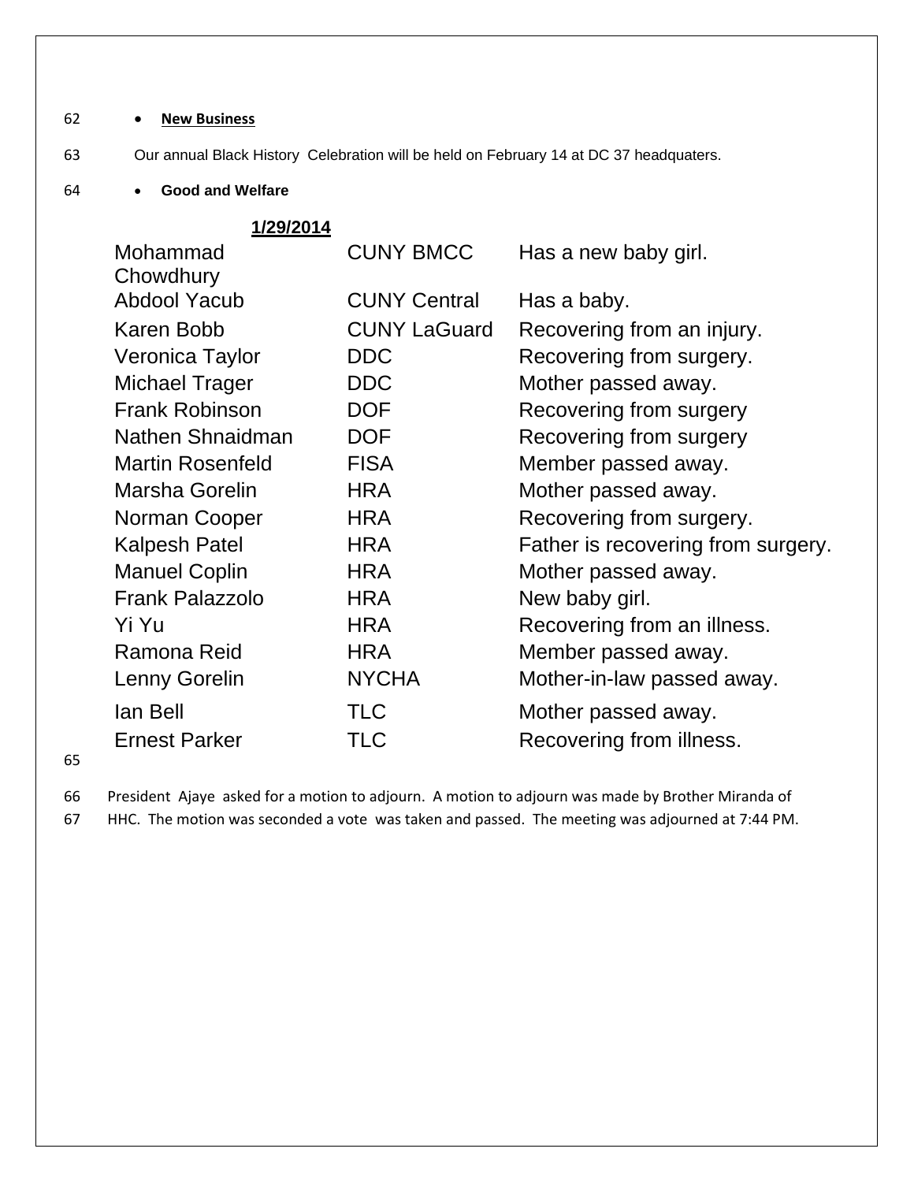62 - **New Business**

63 Our annual Black History Celebration will be held on February 14 at DC 37 headquaters.

64 - **Good and Welfare**

**1/29/2014**

| | | |
|---|---|---|
| Mohammad Chowdhury | CUNY BMCC | Has a new baby girl. |
| Abdool Yacub | CUNY Central | Has a baby. |
| Karen Bobb | CUNY LaGuard | Recovering from an injury. |
| Veronica Taylor | DDC | Recovering from surgery. |
| Michael Trager | DDC | Mother passed away. |
| Frank Robinson | DOF | Recovering from surgery |
| Nathen Shnaidman | DOF | Recovering from surgery |
| Martin Rosenfeld | FISA | Member passed away. |
| Marsha Gorelin | HRA | Mother passed away. |
| Norman Cooper | HRA | Recovering from surgery. |
| Kalpesh Patel | HRA | Father is recovering from surgery. |
| Manuel Coplin | HRA | Mother passed away. |
| Frank Palazzolo | HRA | New baby girl. |
| Yi Yu | HRA | Recovering from an illness. |
| Ramona Reid | HRA | Member passed away. |
| Lenny Gorelin | NYCHA | Mother-in-law passed away. |
| Ian Bell | TLC | Mother passed away. |
| Ernest Parker | TLC | Recovering from illness. |

65

66 President Ajaye asked for a motion to adjourn. A motion to adjourn was made by Brother Miranda of
67 HHC. The motion was seconded a vote was taken and passed. The meeting was adjourned at 7:44 PM.